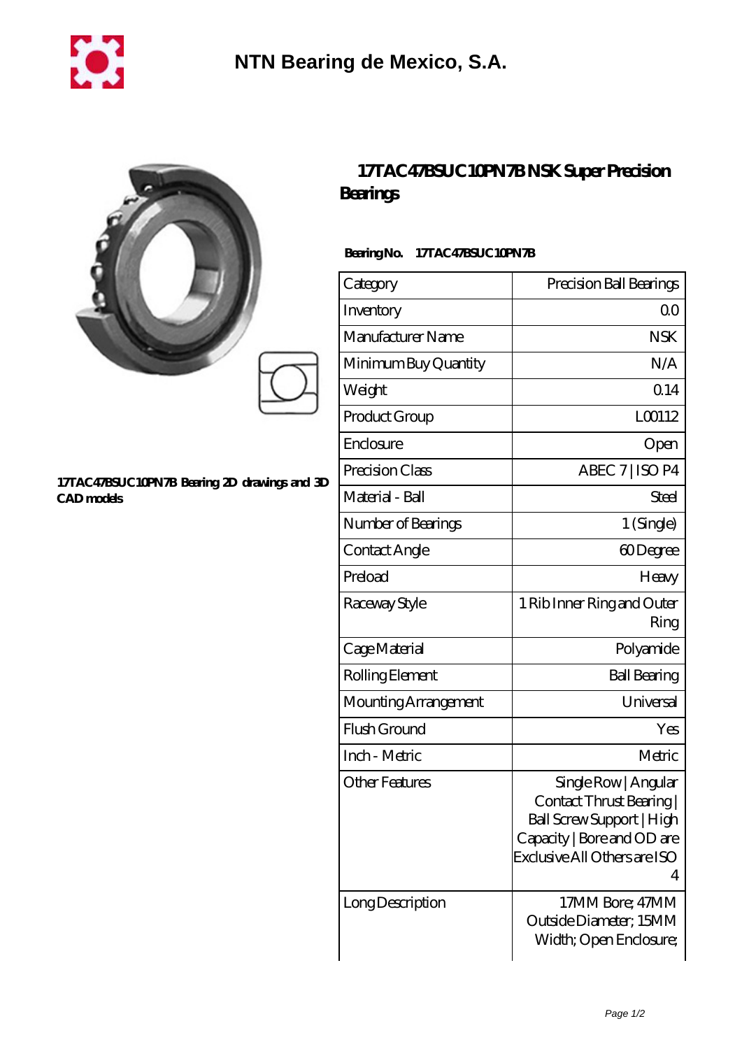# NTN Bearing de Mexico, S.A.

## 17TAC47BSUC10PN7B NSK Super Precision Bearings

17TAC47BSUC10PN7B Bearing 2D drawings and 3D CAD models

**Bearing No. 17TAC47BSUC10PN7B**

| Category | Precision Ball Bearings |
|---|---|
| Inventory | 0.0 |
| Manufacturer Name | NSK |
| Minimum Buy Quantity | N/A |
| Weight | 0.14 |
| Product Group | L00112 |
| Enclosure | Open |
| Precision Class | ABEC 7 \| ISO P4 |
| Material - Ball | Steel |
| Number of Bearings | 1 (Single) |
| Contact Angle | 60 Degree |
| Preload | Heavy |
| Raceway Style | 1 Rib Inner Ring and Outer Ring |
| Cage Material | Polyamide |
| Rolling Element | Ball Bearing |
| Mounting Arrangement | Universal |
| Flush Ground | Yes |
| Inch - Metric | Metric |
| Other Features | Single Row \| Angular Contact Thrust Bearing \| Ball Screw Support \| High Capacity \| Bore and OD are Exclusive All Others are ISO 4 |
| Long Description | 17MM Bore; 47MM Outside Diameter; 15MM Width; Open Enclosure; |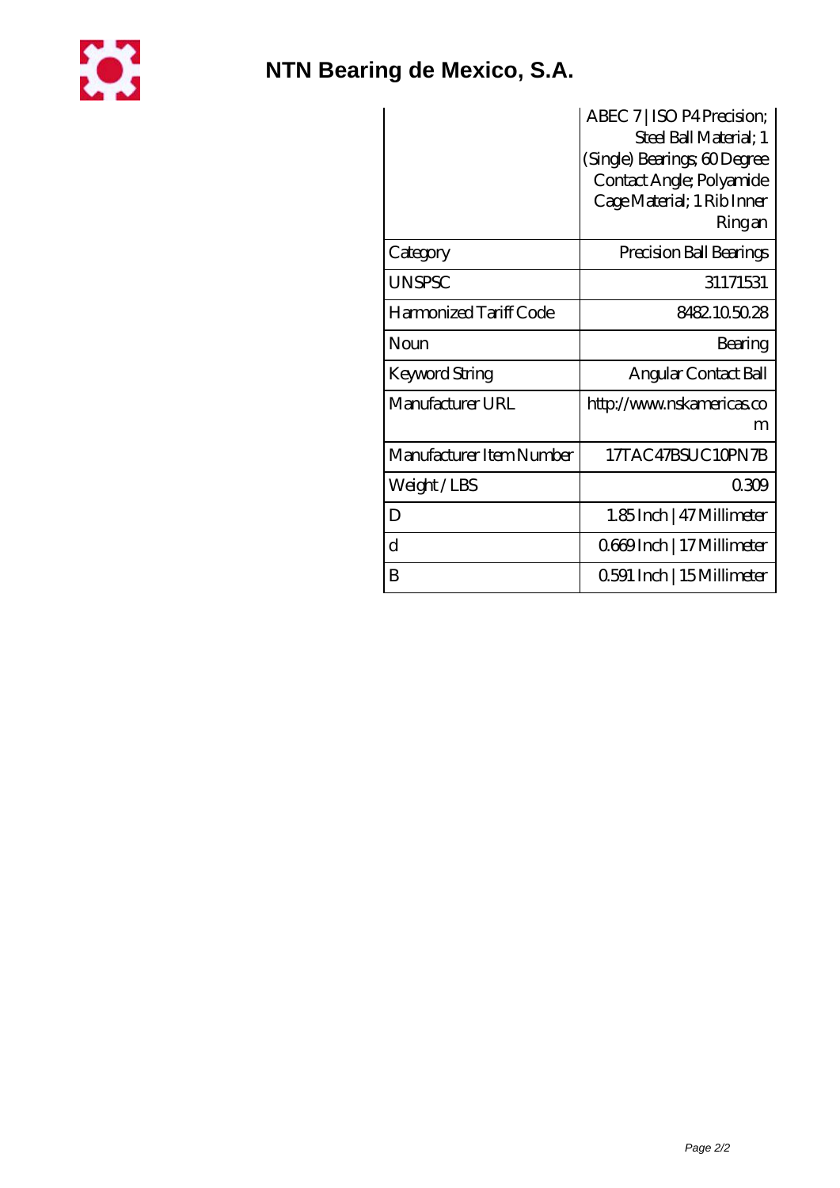| | |
|---|---|
| | ABEC 7 \| ISO P4 Precision; Steel Ball Material; 1 (Single) Bearings; 60 Degree Contact Angle; Polyamide Cage Material; 1 Rib Inner Ring an |
| Category | Precision Ball Bearings |
| UNSPSC | 31171531 |
| Harmonized Tariff Code | 8482.10.50.28 |
| Noun | Bearing |
| Keyword String | Angular Contact Ball |
| Manufacturer URL | http://www.nskamericas.com |
| Manufacturer Item Number | 17TAC47BSUC10PN7B |
| Weight / LBS | 0.309 |
| D | 1.85 Inch \| 47 Millimeter |
| d | 0.669 Inch \| 17 Millimeter |
| B | 0.591 Inch \| 15 Millimeter |